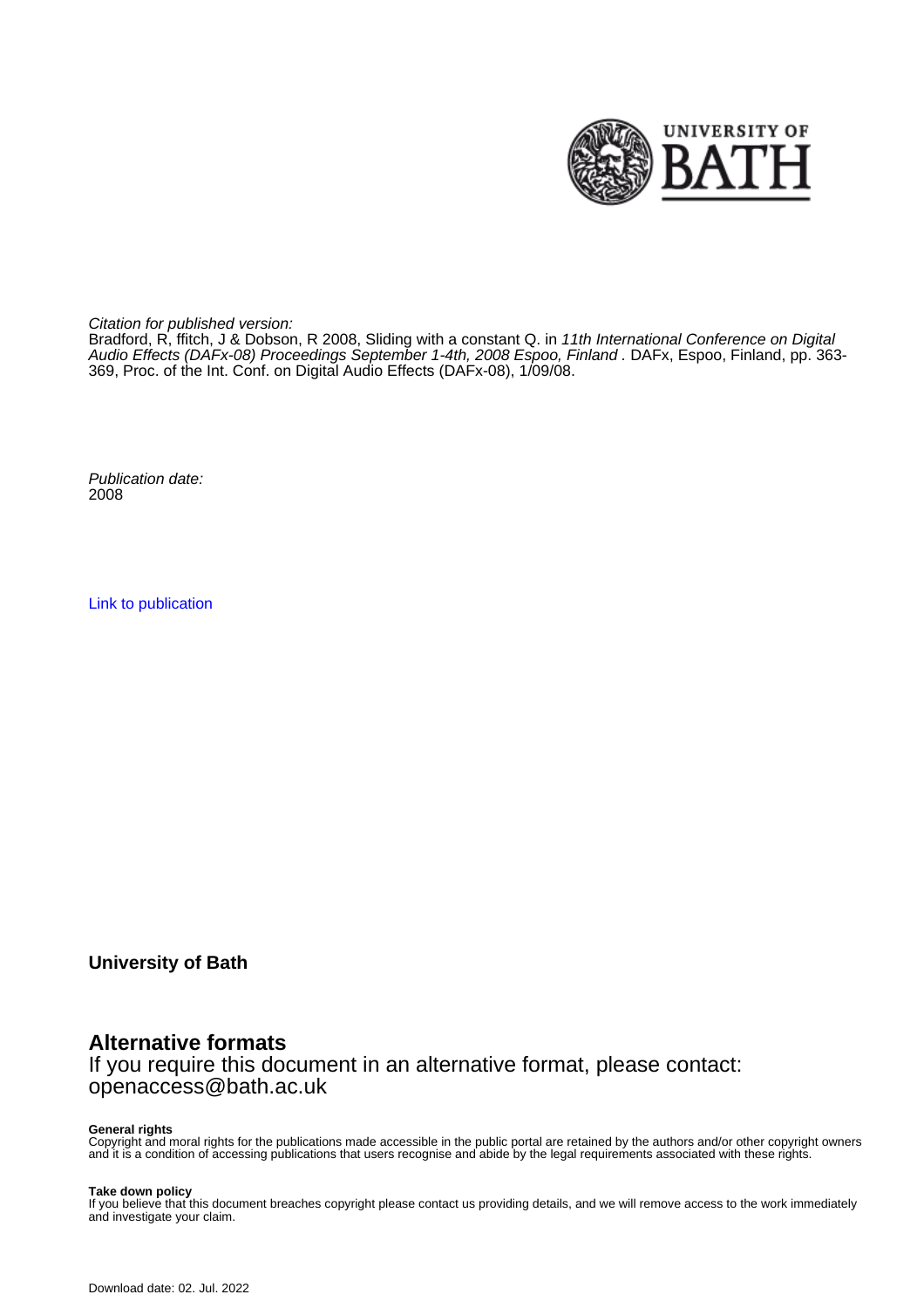*Citation for published version:*
Bradford, R, ffitch, J & Dobson, R 2008, Sliding with a constant Q. in *11th International Conference on Digital Audio Effects (DAFx-08) Proceedings September 1-4th, 2008 Espoo, Finland* . DAFx, Espoo, Finland, pp. 363-369, Proc. of the Int. Conf. on Digital Audio Effects (DAFx-08), 1/09/08.

*Publication date:*
2008

Link to publication

**University of Bath**

## Alternative formats

If you require this document in an alternative format, please contact:
openaccess@bath.ac.uk

**General rights**
Copyright and moral rights for the publications made accessible in the public portal are retained by the authors and/or other copyright owners and it is a condition of accessing publications that users recognise and abide by the legal requirements associated with these rights.

**Take down policy**
If you believe that this document breaches copyright please contact us providing details, and we will remove access to the work immediately and investigate your claim.

Download date: 02. Jul. 2022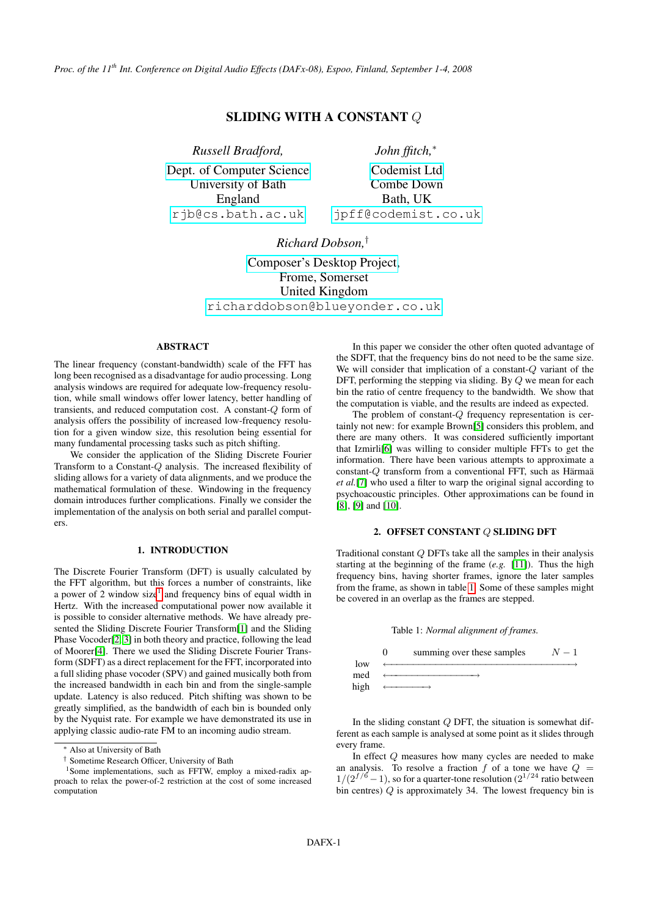# SLIDING WITH A CONSTANT $Q$

*Russell Bradford,*

Dept. of Computer Science
University of Bath
England
rjb@cs.bath.ac.uk

*John ffitch,*[*]

Codemist Ltd
Combe Down
Bath, UK
jpff@codemist.co.uk

*Richard Dobson,*[†]

Composer's Desktop Project,
Frome, Somerset
United Kingdom
richarddobson@blueyonder.co.uk

## ABSTRACT

The linear frequency (constant-bandwidth) scale of the FFT has long been recognised as a disadvantage for audio processing. Long analysis windows are required for adequate low-frequency resolution, while small windows offer lower latency, better handling of transients, and reduced computation cost. A constant-$Q$ form of analysis offers the possibility of increased low-frequency resolution for a given window size, this resolution being essential for many fundamental processing tasks such as pitch shifting.

We consider the application of the Sliding Discrete Fourier Transform to a Constant-$Q$ analysis. The increased flexibility of sliding allows for a variety of data alignments, and we produce the mathematical formulation of these. Windowing in the frequency domain introduces further complications. Finally we consider the implementation of the analysis on both serial and parallel computers.

## 1. INTRODUCTION

The Discrete Fourier Transform (DFT) is usually calculated by the FFT algorithm, but this forces a number of constraints, like a power of 2 window size[1] and frequency bins of equal width in Hertz. With the increased computational power now available it is possible to consider alternative methods. We have already presented the Sliding Discrete Fourier Transform[1] and the Sliding Phase Vocoder[2][3] in both theory and practice, following the lead of Moorer[4]. There we used the Sliding Discrete Fourier Transform (SDFT) as a direct replacement for the FFT, incorporated into a full sliding phase vocoder (SPV) and gained musically both from the increased bandwidth in each bin and from the single-sample update. Latency is also reduced. Pitch shifting was shown to be greatly simplified, as the bandwidth of each bin is bounded only by the Nyquist rate. For example we have demonstrated its use in applying classic audio-rate FM to an incoming audio stream.

[*] Also at University of Bath

[†] Sometime Research Officer, University of Bath

[1] Some implementations, such as FFTW, employ a mixed-radix approach to relax the power-of-2 restriction at the cost of some increased computation

In this paper we consider the other often quoted advantage of the SDFT, that the frequency bins do not need to be the same size. We will consider that implication of a constant-$Q$ variant of the DFT, performing the stepping via sliding. By $Q$ we mean for each bin the ratio of centre frequency to the bandwidth. We show that the computation is viable, and the results are indeed as expected.

The problem of constant-$Q$ frequency representation is certainly not new: for example Brown[5] considers this problem, and there are many others. It was considered sufficiently important that Izmirli[6] was willing to consider multiple FFTs to get the information. There have been various attempts to approximate a constant-$Q$ transform from a conventional FFT, such as Härmaä *et al.*[7] who used a filter to warp the original signal according to psychoacoustic principles. Other approximations can be found in [8], [9] and [10].

## 2. OFFSET CONSTANT $Q$ SLIDING DFT

Traditional constant $Q$ DFTs take all the samples in their analysis starting at the beginning of the frame (*e.g.* [11]). Thus the high frequency bins, having shorter frames, ignore the later samples from the frame, as shown in table 1. Some of these samples might be covered in an overlap as the frames are stepped.

Table 1: *Normal alignment of frames.*

| | 0 | summing over these samples | $N-1$ |
|---|---|---|---|
| low | ⟵ | ⟷ (full frame) | ⟶ |
| med | ⟵ | ⟷ (partial frame) | |
| high | ⟵⟶ (short frame) | | |

In the sliding constant $Q$ DFT, the situation is somewhat different as each sample is analysed at some point as it slides through every frame.

In effect $Q$ measures how many cycles are needed to make an analysis. To resolve a fraction $f$ of a tone we have $Q = 1/(2^{f/6}-1)$, so for a quarter-tone resolution ($2^{1/24}$ ratio between bin centres) $Q$ is approximately 34. The lowest frequency bin is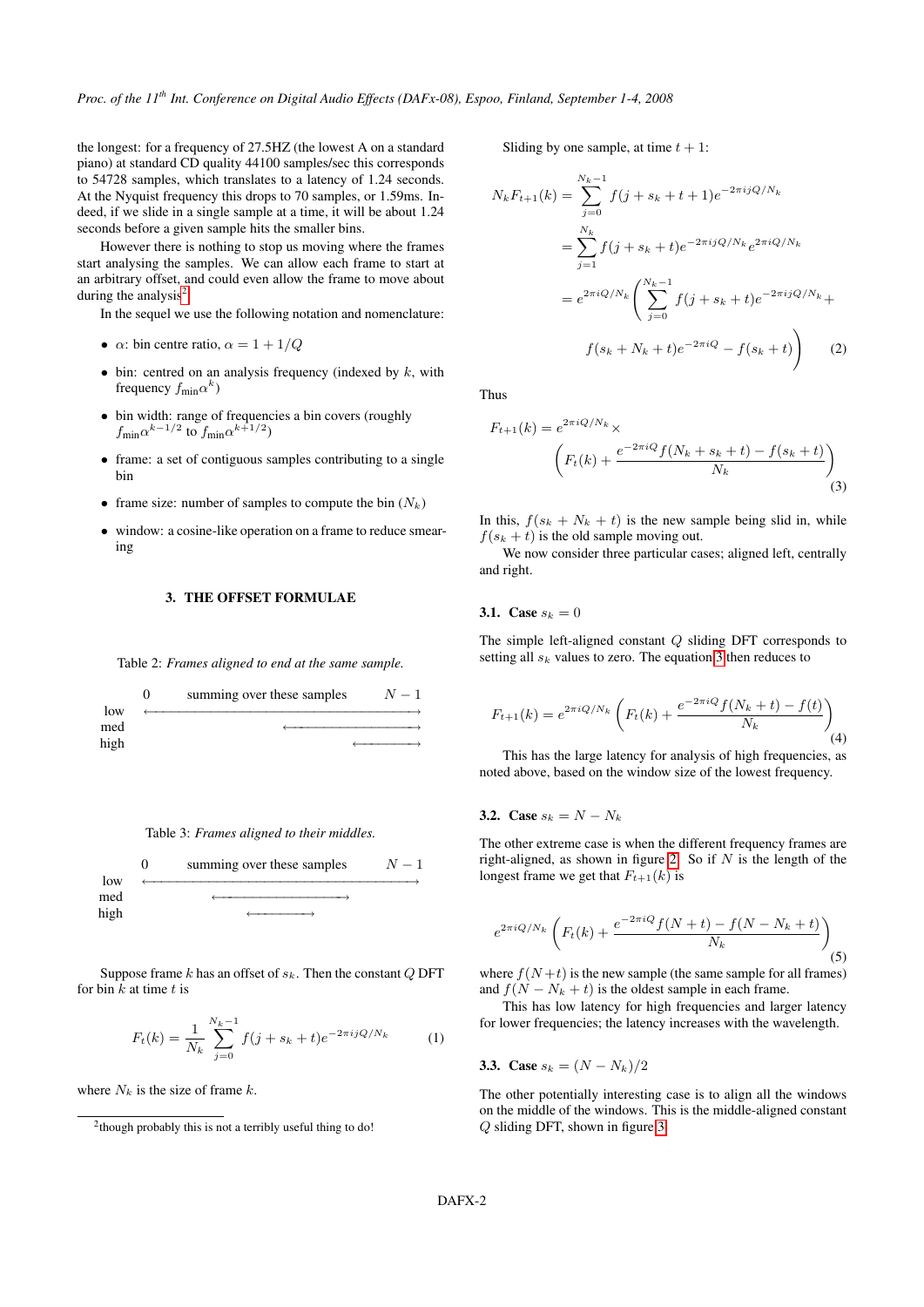the longest: for a frequency of 27.5HZ (the lowest A on a standard piano) at standard CD quality 44100 samples/sec this corresponds to 54728 samples, which translates to a latency of 1.24 seconds. At the Nyquist frequency this drops to 70 samples, or 1.59ms. Indeed, if we slide in a single sample at a time, it will be about 1.24 seconds before a given sample hits the smaller bins.

However there is nothing to stop us moving where the frames start analysing the samples. We can allow each frame to start at an arbitrary offset, and could even allow the frame to move about during the analysis[2].

In the sequel we use the following notation and nomenclature:

- $\alpha$: bin centre ratio, $\alpha = 1 + 1/Q$
- bin: centred on an analysis frequency (indexed by $k$, with frequency $f_{\min}\alpha^k$)
- bin width: range of frequencies a bin covers (roughly $f_{\min}\alpha^{k-1/2}$ to $f_{\min}\alpha^{k+1/2}$)
- frame: a set of contiguous samples contributing to a single bin
- frame size: number of samples to compute the bin ($N_k$)
- window: a cosine-like operation on a frame to reduce smearing

## 3. THE OFFSET FORMULAE

Table 2: *Frames aligned to end at the same sample.*

| | 0 | summing over these samples | $N-1$ |
|---|---|---|---|
| low | ←――――――――――――――――――――――――――――――――――――――――――――――――→ | | |
| med | | ←―――――――――――――――――――――→ | |
| high | | | ←―――――――――→ |

Table 3: *Frames aligned to their middles.*

| | 0 | summing over these samples | $N-1$ |
|---|---|---|---|
| low | ←――――――――――――――――――――――――――――――――――――――――――――――――→ | | |
| med | | ←―――――――――――――――――――――→ | |
| high | | ←―――――――――→ | |

Suppose frame $k$ has an offset of $s_k$. Then the constant $Q$ DFT for bin $k$ at time $t$ is

$$F_t(k) = \frac{1}{N_k} \sum_{j=0}^{N_k-1} f(j + s_k + t) e^{-2\pi i j Q/N_k} \tag{1}$$

where $N_k$ is the size of frame $k$.

Sliding by one sample, at time $t+1$:

$$\begin{aligned}
N_k F_{t+1}(k) &= \sum_{j=0}^{N_k-1} f(j + s_k + t + 1) e^{-2\pi i j Q/N_k} \\
&= \sum_{j=1}^{N_k} f(j + s_k + t) e^{-2\pi i j Q/N_k} e^{2\pi i Q/N_k} \\
&= e^{2\pi i Q/N_k} \Bigg( \sum_{j=0}^{N_k-1} f(j + s_k + t) e^{-2\pi i j Q/N_k} + \\
&\qquad f(s_k + N_k + t) e^{-2\pi i Q} - f(s_k + t) \Bigg)
\end{aligned} \tag{2}$$

Thus

$$F_{t+1}(k) = e^{2\pi i Q/N_k} \times \left( F_t(k) + \frac{e^{-2\pi i Q} f(N_k + s_k + t) - f(s_k + t)}{N_k} \right) \tag{3}$$

In this, $f(s_k + N_k + t)$ is the new sample being slid in, while $f(s_k + t)$ is the old sample moving out.

We now consider three particular cases; aligned left, centrally and right.

### 3.1. Case $s_k = 0$

The simple left-aligned constant $Q$ sliding DFT corresponds to setting all $s_k$ values to zero. The equation 3 then reduces to

$$F_{t+1}(k) = e^{2\pi i Q/N_k} \left( F_t(k) + \frac{e^{-2\pi i Q} f(N_k + t) - f(t)}{N_k} \right) \tag{4}$$

This has the large latency for analysis of high frequencies, as noted above, based on the window size of the lowest frequency.

### 3.2. Case $s_k = N - N_k$

The other extreme case is when the different frequency frames are right-aligned, as shown in figure 2. So if $N$ is the length of the longest frame we get that $F_{t+1}(k)$ is

$$e^{2\pi i Q/N_k} \left( F_t(k) + \frac{e^{-2\pi i Q} f(N + t) - f(N - N_k + t)}{N_k} \right) \tag{5}$$

where $f(N+t)$ is the new sample (the same sample for all frames) and $f(N - N_k + t)$ is the oldest sample in each frame.

This has low latency for high frequencies and larger latency for lower frequencies; the latency increases with the wavelength.

### 3.3. Case $s_k = (N - N_k)/2$

The other potentially interesting case is to align all the windows on the middle of the windows. This is the middle-aligned constant $Q$ sliding DFT, shown in figure 3.

[2] though probably this is not a terribly useful thing to do!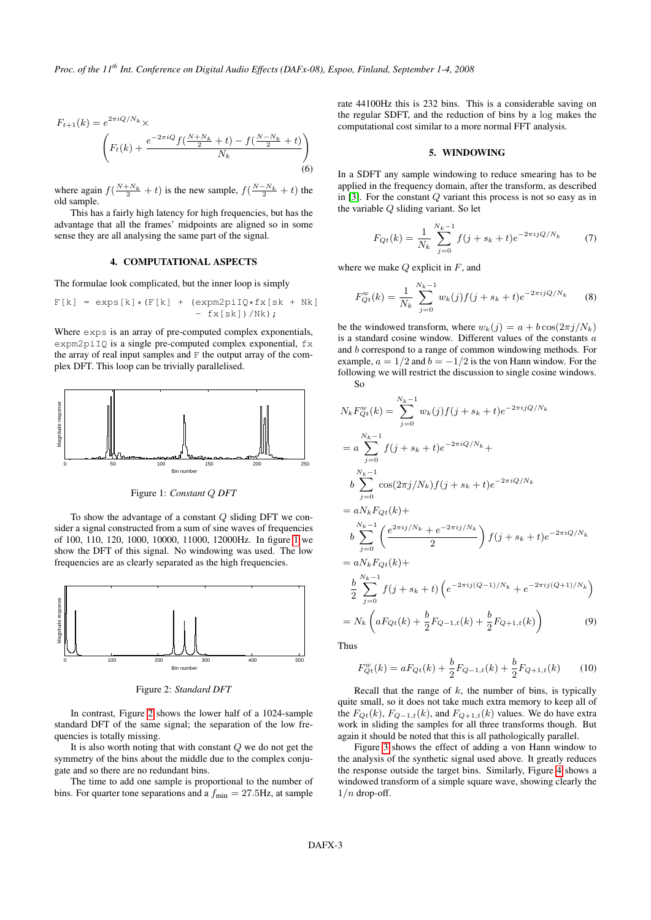$$F_{t+1}(k) = e^{2\pi iQ/N_k} \times \left( F_t(k) + \frac{e^{-2\pi iQ} f(\frac{N+N_k}{2}+t) - f(\frac{N-N_k}{2}+t)}{N_k} \right) \tag{6}$$

where again $f(\frac{N+N_k}{2}+t)$ is the new sample, $f(\frac{N-N_k}{2}+t)$ the old sample.

This has a fairly high latency for high frequencies, but has the advantage that all the frames' midpoints are aligned so in some sense they are all analysing the same part of the signal.

## 4. COMPUTATIONAL ASPECTS

The formulae look complicated, but the inner loop is simply

```
F[k] = exps[k]*(F[k] + (expm2piIQ*fx[sk + Nk]
                     - fx[sk])/Nk);
```

Where `exps` is an array of pre-computed complex exponentials, `expm2piIQ` is a single pre-computed complex exponential, `fx` the array of real input samples and `F` the output array of the complex DFT. This loop can be trivially parallelised.

Figure 1: *Constant Q DFT*

To show the advantage of a constant $Q$ sliding DFT we consider a signal constructed from a sum of sine waves of frequencies of 100, 110, 120, 1000, 10000, 11000, 12000Hz. In figure 1 we show the DFT of this signal. No windowing was used. The low frequencies are as clearly separated as the high frequencies.

Figure 2: *Standard DFT*

In contrast, Figure 2 shows the lower half of a 1024-sample standard DFT of the same signal; the separation of the low frequencies is totally missing.

It is also worth noting that with constant $Q$ we do not get the symmetry of the bins about the middle due to the complex conjugate and so there are no redundant bins.

The time to add one sample is proportional to the number of bins. For quarter tone separations and a $f_{\min} = 27.5$Hz, at sample rate 44100Hz this is 232 bins. This is a considerable saving on the regular SDFT, and the reduction of bins by a log makes the computational cost similar to a more normal FFT analysis.

## 5. WINDOWING

In a SDFT any sample windowing to reduce smearing has to be applied in the frequency domain, after the transform, as described in [3]. For the constant $Q$ variant this process is not so easy as in the variable $Q$ sliding variant. So let

$$F_{Qt}(k) = \frac{1}{N_k} \sum_{j=0}^{N_k-1} f(j+s_k+t) e^{-2\pi ijQ/N_k} \tag{7}$$

where we make $Q$ explicit in $F$, and

$$F^w_{Qt}(k) = \frac{1}{N_k} \sum_{j=0}^{N_k-1} w_k(j) f(j+s_k+t) e^{-2\pi ijQ/N_k} \tag{8}$$

be the windowed transform, where $w_k(j) = a + b\cos(2\pi j/N_k)$ is a standard cosine window. Different values of the constants $a$ and $b$ correspond to a range of common windowing methods. For example, $a = 1/2$ and $b = -1/2$ is the von Hann window. For the following we will restrict the discussion to single cosine windows.

So

$$\begin{aligned}
N_k F^w_{Qt}(k) &= \sum_{j=0}^{N_k-1} w_k(j) f(j+s_k+t) e^{-2\pi ijQ/N_k} \\
&= a \sum_{j=0}^{N_k-1} f(j+s_k+t) e^{-2\pi iQ/N_k} + \\
&\quad b \sum_{j=0}^{N_k-1} \cos(2\pi j/N_k) f(j+s_k+t) e^{-2\pi iQ/N_k} \\
&= aN_k F_{Qt}(k) + \\
&\quad b \sum_{j=0}^{N_k-1} \left( \frac{e^{2\pi ij/N_k} + e^{-2\pi ij/N_k}}{2} \right) f(j+s_k+t) e^{-2\pi iQ/N_k} \\
&= aN_k F_{Qt}(k) + \\
&\quad \frac{b}{2} \sum_{j=0}^{N_k-1} f(j+s_k+t) \left( e^{-2\pi ij(Q-1)/N_k} + e^{-2\pi ij(Q+1)/N_k} \right) \\
&= N_k \left( aF_{Qt}(k) + \frac{b}{2} F_{Q-1,t}(k) + \frac{b}{2} F_{Q+1,t}(k) \right)
\end{aligned} \tag{9}$$

Thus

$$F^w_{Qt}(k) = aF_{Qt}(k) + \frac{b}{2} F_{Q-1,t}(k) + \frac{b}{2} F_{Q+1,t}(k) \tag{10}$$

Recall that the range of $k$, the number of bins, is typically quite small, so it does not take much extra memory to keep all of the $F_{Qt}(k)$, $F_{Q-1,t}(k)$, and $F_{Q+1,t}(k)$ values. We do have extra work in sliding the samples for all three transforms though. But again it should be noted that this is all pathologically parallel.

Figure 3 shows the effect of adding a von Hann window to the analysis of the synthetic signal used above. It greatly reduces the response outside the target bins. Similarly, Figure 4 shows a windowed transform of a simple square wave, showing clearly the $1/n$ drop-off.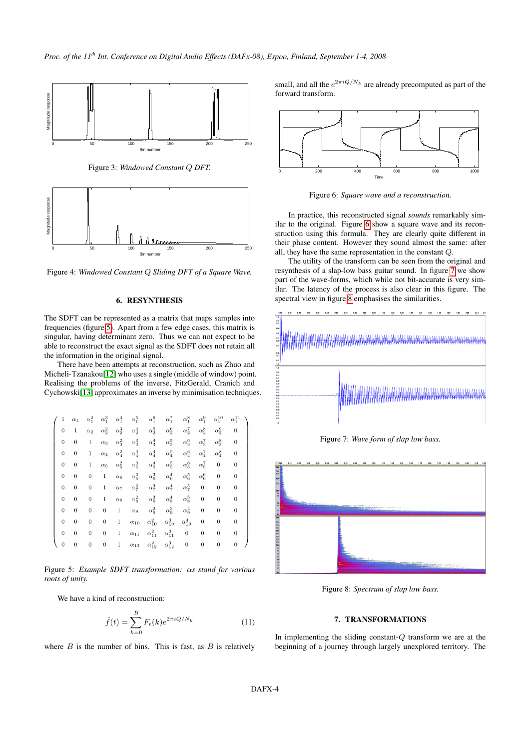Figure 3: *Windowed Constant Q DFT.*

Figure 4: *Windowed Constant Q Sliding DFT of a Square Wave.*

## 6. RESYNTHESIS

The SDFT can be represented as a matrix that maps samples into frequencies (figure 5). Apart from a few edge cases, this matrix is singular, having determinant zero. Thus we can not expect to be able to reconstruct the exact signal as the SDFT does not retain all the information in the original signal.

There have been attempts at reconstruction, such as Zhuo and Micheli-Tzanakou[12] who uses a single (middle of window) point. Realising the problems of the inverse, FitzGerald, Cranich and Cychowski[13] approximates an inverse by minimisation techniques.

$$
\begin{pmatrix}
1 & \alpha_1 & \alpha_1^2 & \alpha_1^3 & \alpha_1^4 & \alpha_1^5 & \alpha_1^6 & \alpha_1^7 & \alpha_1^8 & \alpha_1^9 & \alpha_1^{10} & \alpha_1^{11} \\
0 & 1 & \alpha_2 & \alpha_2^2 & \alpha_2^3 & \alpha_2^4 & \alpha_2^5 & \alpha_2^6 & \alpha_2^7 & \alpha_2^8 & \alpha_2^9 & 0 \\
0 & 0 & 1 & \alpha_3 & \alpha_3^2 & \alpha_3^3 & \alpha_3^4 & \alpha_3^5 & \alpha_3^6 & \alpha_3^7 & \alpha_3^8 & 0 \\
0 & 0 & 1 & \alpha_4 & \alpha_4^2 & \alpha_4^3 & \alpha_4^4 & \alpha_4^5 & \alpha_4^6 & \alpha_4^7 & \alpha_4^8 & 0 \\
0 & 0 & 1 & \alpha_5 & \alpha_5^2 & \alpha_5^3 & \alpha_5^4 & \alpha_5^5 & \alpha_5^6 & \alpha_5^7 & 0 & 0 \\
0 & 0 & 0 & 1 & \alpha_6 & \alpha_6^2 & \alpha_6^3 & \alpha_6^4 & \alpha_6^5 & \alpha_6^6 & 0 & 0 \\
0 & 0 & 0 & 1 & \alpha_7 & \alpha_7^2 & \alpha_7^3 & \alpha_7^4 & \alpha_7^5 & 0 & 0 & 0 \\
0 & 0 & 0 & 1 & \alpha_8 & \alpha_8^2 & \alpha_8^3 & \alpha_8^4 & \alpha_8^5 & 0 & 0 & 0 \\
0 & 0 & 0 & 0 & 1 & \alpha_9 & \alpha_9^2 & \alpha_9^3 & \alpha_9^4 & 0 & 0 & 0 \\
0 & 0 & 0 & 0 & 1 & \alpha_{10} & \alpha_{10}^2 & \alpha_{10}^3 & \alpha_{10}^4 & 0 & 0 & 0 \\
0 & 0 & 0 & 0 & 1 & \alpha_{11} & \alpha_{11}^2 & \alpha_{11}^3 & 0 & 0 & 0 & 0 \\
0 & 0 & 0 & 0 & 1 & \alpha_{12} & \alpha_{12}^2 & \alpha_{12}^3 & 0 & 0 & 0 & 0
\end{pmatrix}
$$

Figure 5: *Example SDFT transformation: αs stand for various roots of unity.*

We have a kind of reconstruction:

$$\hat{f}(t) = \sum_{k=0}^{B} F_t(k) e^{2\pi i Q/N_k} \tag{11}$$

where $B$ is the number of bins. This is fast, as $B$ is relatively small, and all the $e^{2\pi i Q/N_k}$ are already precomputed as part of the forward transform.

Figure 6: *Square wave and a reconstruction.*

In practice, this reconstructed signal *sounds* remarkably similar to the original. Figure 6 show a square wave and its reconstruction using this formula. They are clearly quite different in their phase content. However they sound almost the same: after all, they have the same representation in the constant $Q$.

The utility of the transform can be seen from the original and resynthesis of a slap-low bass guitar sound. In figure 7 we show part of the wave-forms, which while not bit-accurate is very similar. The latency of the process is also clear in this figure. The spectral view in figure 8 emphasises the similarities.

Figure 7: *Wave form of slap low bass.*

Figure 8: *Spectrum of slap low bass.*

## 7. TRANSFORMATIONS

In implementing the sliding constant-$Q$ transform we are at the beginning of a journey through largely unexplored territory. The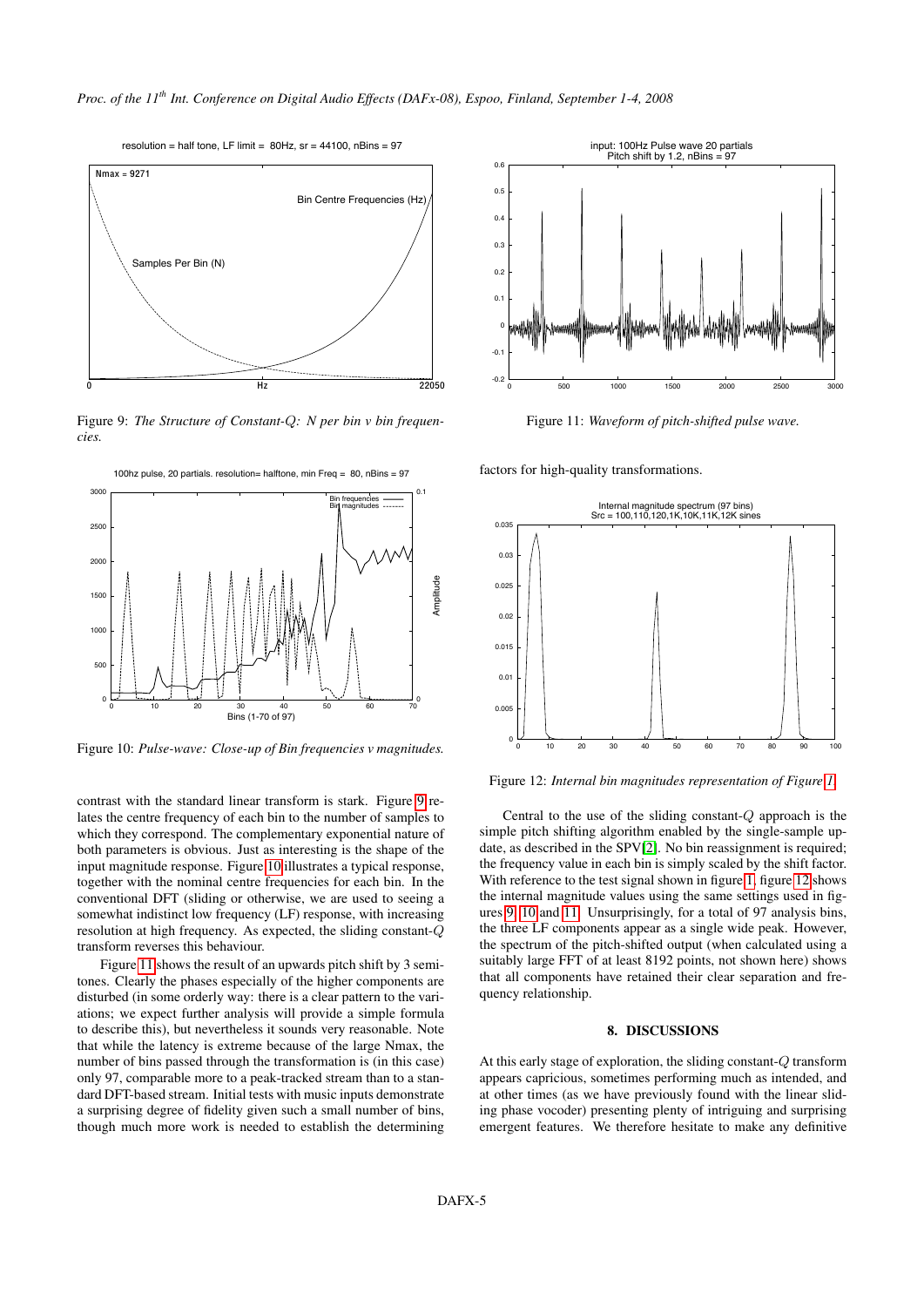Figure 9: *The Structure of Constant-Q: N per bin v bin frequencies.*

Figure 10: *Pulse-wave: Close-up of Bin frequencies v magnitudes.*

contrast with the standard linear transform is stark. Figure 9 relates the centre frequency of each bin to the number of samples to which they correspond. The complementary exponential nature of both parameters is obvious. Just as interesting is the shape of the input magnitude response. Figure 10 illustrates a typical response, together with the nominal centre frequencies for each bin. In the conventional DFT (sliding or otherwise, we are used to seeing a somewhat indistinct low frequency (LF) response, with increasing resolution at high frequency. As expected, the sliding constant-$Q$ transform reverses this behaviour.

Figure 11 shows the result of an upwards pitch shift by 3 semitones. Clearly the phases especially of the higher components are disturbed (in some orderly way: there is a clear pattern to the variations; we expect further analysis will provide a simple formula to describe this), but nevertheless it sounds very reasonable. Note that while the latency is extreme because of the large Nmax, the number of bins passed through the transformation is (in this case) only 97, comparable more to a peak-tracked stream than to a standard DFT-based stream. Initial tests with music inputs demonstrate a surprising degree of fidelity given such a small number of bins, though much more work is needed to establish the determining factors for high-quality transformations.

Figure 11: *Waveform of pitch-shifted pulse wave.*

Figure 12: *Internal bin magnitudes representation of Figure 1.*

Central to the use of the sliding constant-$Q$ approach is the simple pitch shifting algorithm enabled by the single-sample update, as described in the SPV[2]. No bin reassignment is required; the frequency value in each bin is simply scaled by the shift factor. With reference to the test signal shown in figure 1, figure 12 shows the internal magnitude values using the same settings used in figures 9, 10 and 11. Unsurprisingly, for a total of 97 analysis bins, the three LF components appear as a single wide peak. However, the spectrum of the pitch-shifted output (when calculated using a suitably large FFT of at least 8192 points, not shown here) shows that all components have retained their clear separation and frequency relationship.

## 8. DISCUSSIONS

At this early stage of exploration, the sliding constant-$Q$ transform appears capricious, sometimes performing much as intended, and at other times (as we have previously found with the linear sliding phase vocoder) presenting plenty of intriguing and surprising emergent features. We therefore hesitate to make any definitive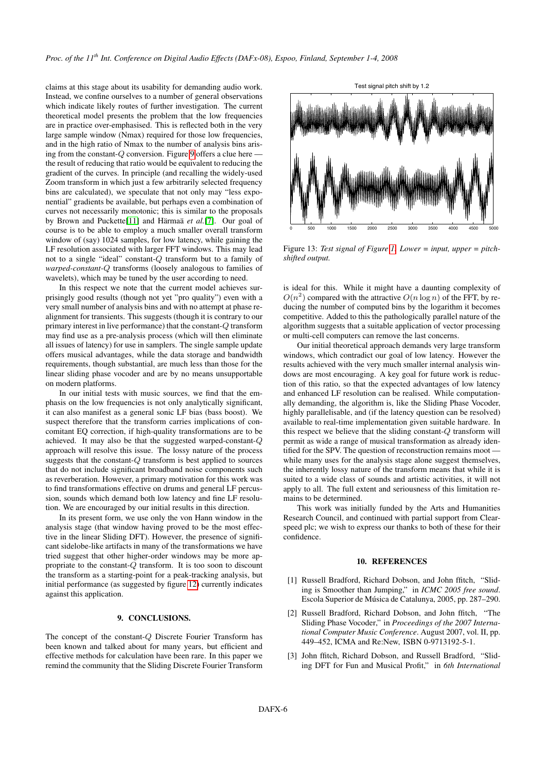claims at this stage about its usability for demanding audio work. Instead, we confine ourselves to a number of general observations which indicate likely routes of further investigation. The current theoretical model presents the problem that the low frequencies are in practice over-emphasised. This is reflected both in the very large sample window (Nmax) required for those low frequencies, and in the high ratio of Nmax to the number of analysis bins arising from the constant-$Q$ conversion. Figure 9 offers a clue here — the result of reducing that ratio would be equivalent to reducing the gradient of the curves. In principle (and recalling the widely-used Zoom transform in which just a few arbitrarily selected frequency bins are calculated), we speculate that not only may "less exponential" gradients be available, but perhaps even a combination of curves not necessarily monotonic; this is similar to the proposals by Brown and Puckette[11] and Härmaä *et al.*[7]. Our goal of course is to be able to employ a much smaller overall transform window of (say) 1024 samples, for low latency, while gaining the LF resolution associated with larger FFT windows. This may lead not to a single "ideal" constant-$Q$ transform but to a family of *warped-constant-$Q$* transforms (loosely analogous to families of wavelets), which may be tuned by the user according to need.

In this respect we note that the current model achieves surprisingly good results (though not yet "pro quality") even with a very small number of analysis bins and with no attempt at phase realignment for transients. This suggests (though it is contrary to our primary interest in live performance) that the constant-$Q$ transform may find use as a pre-analysis process (which will then eliminate all issues of latency) for use in samplers. The single sample update offers musical advantages, while the data storage and bandwidth requirements, though substantial, are much less than those for the linear sliding phase vocoder and are by no means unsupportable on modern platforms.

In our initial tests with music sources, we find that the emphasis on the low frequencies is not only analytically significant, it can also manifest as a general sonic LF bias (bass boost). We suspect therefore that the transform carries implications of concomitant EQ correction, if high-quality transformations are to be achieved. It may also be that the suggested warped-constant-$Q$ approach will resolve this issue. The lossy nature of the process suggests that the constant-$Q$ transform is best applied to sources that do not include significant broadband noise components such as reverberation. However, a primary motivation for this work was to find transformations effective on drums and general LF percussion, sounds which demand both low latency and fine LF resolution. We are encouraged by our initial results in this direction.

In its present form, we use only the von Hann window in the analysis stage (that window having proved to be the most effective in the linear Sliding DFT). However, the presence of significant sidelobe-like artifacts in many of the transformations we have tried suggest that other higher-order windows may be more appropriate to the constant-$Q$ transform. It is too soon to discount the transform as a starting-point for a peak-tracking analysis, but initial performance (as suggested by figure 12) currently indicates against this application.

## 9. CONCLUSIONS.

The concept of the constant-$Q$ Discrete Fourier Transform has been known and talked about for many years, but efficient and effective methods for calculation have been rare. In this paper we remind the community that the Sliding Discrete Fourier Transform

Test signal pitch shift by 1.2

Figure 13: *Test signal of Figure 1. Lower = input, upper = pitch-shifted output.*

is ideal for this. While it might have a daunting complexity of $O(n^2)$ compared with the attractive $O(n \log n)$ of the FFT, by reducing the number of computed bins by the logarithm it becomes competitive. Added to this the pathologically parallel nature of the algorithm suggests that a suitable application of vector processing or multi-cell computers can remove the last concerns.

Our initial theoretical approach demands very large transform windows, which contradict our goal of low latency. However the results achieved with the very much smaller internal analysis windows are most encouraging. A key goal for future work is reduction of this ratio, so that the expected advantages of low latency and enhanced LF resolution can be realised. While computationally demanding, the algorithm is, like the Sliding Phase Vocoder, highly parallelisable, and (if the latency question can be resolved) available to real-time implementation given suitable hardware. In this respect we believe that the sliding constant-$Q$ transform will permit as wide a range of musical transformation as already identified for the SPV. The question of reconstruction remains moot — while many uses for the analysis stage alone suggest themselves, the inherently lossy nature of the transform means that while it is suited to a wide class of sounds and artistic activities, it will not apply to all. The full extent and seriousness of this limitation remains to be determined.

This work was initially funded by the Arts and Humanities Research Council, and continued with partial support from Clearspeed plc; we wish to express our thanks to both of these for their confidence.

## 10. REFERENCES

[1] Russell Bradford, Richard Dobson, and John ffitch, "Sliding is Smoother than Jumping," in *ICMC 2005 free sound*. Escola Superior de Música de Catalunya, 2005, pp. 287–290.

[2] Russell Bradford, Richard Dobson, and John ffitch, "The Sliding Phase Vocoder," in *Proceedings of the 2007 International Computer Music Conference*. August 2007, vol. II, pp. 449–452, ICMA and Re:New, ISBN 0-9713192-5-1.

[3] John ffitch, Richard Dobson, and Russell Bradford, "Sliding DFT for Fun and Musical Profit," in *6th International*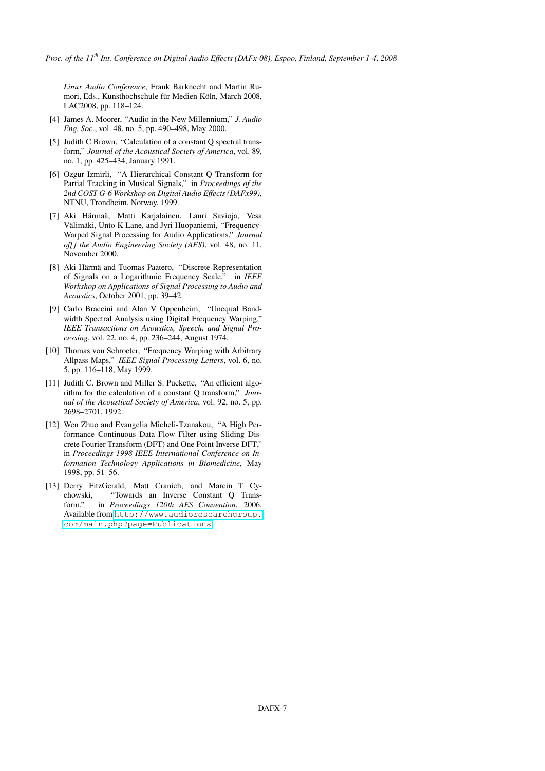*Linux Audio Conference*, Frank Barknecht and Martin Rumori, Eds., Kunsthochschule für Medien Köln, March 2008, LAC2008, pp. 118–124.

[4] James A. Moorer, "Audio in the New Millennium," *J. Audio Eng. Soc.*, vol. 48, no. 5, pp. 490–498, May 2000.

[5] Judith C Brown, "Calculation of a constant Q spectral transform," *Journal of the Acoustical Society of America*, vol. 89, no. 1, pp. 425–434, January 1991.

[6] Ozgur Izmirli, "A Hierarchical Constant Q Transform for Partial Tracking in Musical Signals," in *Proceedings of the 2nd COST G-6 Workshop on Digital Audio Effects (DAFx99)*, NTNU, Trondheim, Norway, 1999.

[7] Aki Härmaä, Matti Karjalainen, Lauri Savioja, Vesa Välimäki, Unto K Lane, and Jyri Huopaniemi, "Frequency-Warped Signal Processing for Audio Applications," *Journal of[] the Audio Engineering Society (AES)*, vol. 48, no. 11, November 2000.

[8] Aki Härmä and Tuomas Paatero, "Discrete Representation of Signals on a Logarithmic Frequency Scale," in *IEEE Workshop on Applications of Signal Processing to Audio and Acoustics*, October 2001, pp. 39–42.

[9] Carlo Braccini and Alan V Oppenheim, "Unequal Bandwidth Spectral Analysis using Digital Frequency Warping," *IEEE Transactions on Acoustics, Speech, and Signal Processing*, vol. 22, no. 4, pp. 236–244, August 1974.

[10] Thomas von Schroeter, "Frequency Warping with Arbitrary Allpass Maps," *IEEE Signal Processing Letters*, vol. 6, no. 5, pp. 116–118, May 1999.

[11] Judith C. Brown and Miller S. Puckette, "An efficient algorithm for the calculation of a constant Q transform," *Journal of the Acoustical Society of America*, vol. 92, no. 5, pp. 2698–2701, 1992.

[12] Wen Zhuo and Evangelia Micheli-Tzanakou, "A High Performance Continuous Data Flow Filter using Sliding Discrete Fourier Transform (DFT) and One Point Inverse DFT," in *Proceedings 1998 IEEE International Conference on Information Technology Applications in Biomedicine*, May 1998, pp. 51–56.

[13] Derry FitzGerald, Matt Cranich, and Marcin T Cychowski, "Towards an Inverse Constant Q Transform," in *Proceedings 120th AES Convention*, 2006, Available from `http://www.audioresearchgroup.com/main.php?page=Publications`